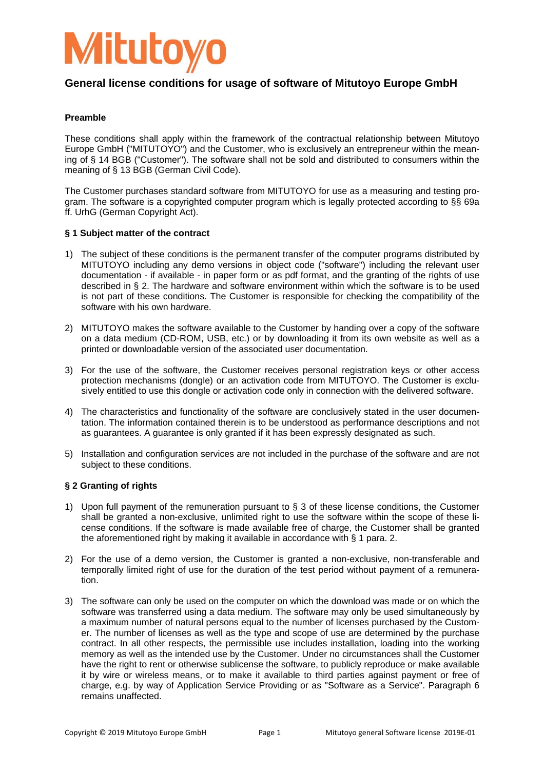# Mitutoyo

## General license conditions for usage of software of Mitutoyo Europe GmbH

**Preamble**

These conditions shall apply within the framework of the contractual relationship between Mitutoyo Europe GmbH ("MITUTOYO") and the Customer, who is exclusively an entrepreneur within the meaning of § 14 BGB ("Customer"). The software shall not be sold and distributed to consumers within the meaning of § 13 BGB (German Civil Code).

The Customer purchases standard software from MITUTOYO for use as a measuring and testing program. The software is a copyrighted computer program which is legally protected according to §§ 69a ff. UrhG (German Copyright Act).

**§ 1 Subject matter of the contract**

1) The subject of these conditions is the permanent transfer of the computer programs distributed by MITUTOYO including any demo versions in object code ("software") including the relevant user documentation - if available - in paper form or as pdf format, and the granting of the rights of use described in § 2. The hardware and software environment within which the software is to be used is not part of these conditions. The Customer is responsible for checking the compatibility of the software with his own hardware.

2) MITUTOYO makes the software available to the Customer by handing over a copy of the software on a data medium (CD-ROM, USB, etc.) or by downloading it from its own website as well as a printed or downloadable version of the associated user documentation.

3) For the use of the software, the Customer receives personal registration keys or other access protection mechanisms (dongle) or an activation code from MITUTOYO. The Customer is exclusively entitled to use this dongle or activation code only in connection with the delivered software.

4) The characteristics and functionality of the software are conclusively stated in the user documentation. The information contained therein is to be understood as performance descriptions and not as guarantees. A guarantee is only granted if it has been expressly designated as such.

5) Installation and configuration services are not included in the purchase of the software and are not subject to these conditions.

**§ 2 Granting of rights**

1) Upon full payment of the remuneration pursuant to § 3 of these license conditions, the Customer shall be granted a non-exclusive, unlimited right to use the software within the scope of these license conditions. If the software is made available free of charge, the Customer shall be granted the aforementioned right by making it available in accordance with § 1 para. 2.

2) For the use of a demo version, the Customer is granted a non-exclusive, non-transferable and temporally limited right of use for the duration of the test period without payment of a remuneration.

3) The software can only be used on the computer on which the download was made or on which the software was transferred using a data medium. The software may only be used simultaneously by a maximum number of natural persons equal to the number of licenses purchased by the Customer. The number of licenses as well as the type and scope of use are determined by the purchase contract. In all other respects, the permissible use includes installation, loading into the working memory as well as the intended use by the Customer. Under no circumstances shall the Customer have the right to rent or otherwise sublicense the software, to publicly reproduce or make available it by wire or wireless means, or to make it available to third parties against payment or free of charge, e.g. by way of Application Service Providing or as "Software as a Service". Paragraph 6 remains unaffected.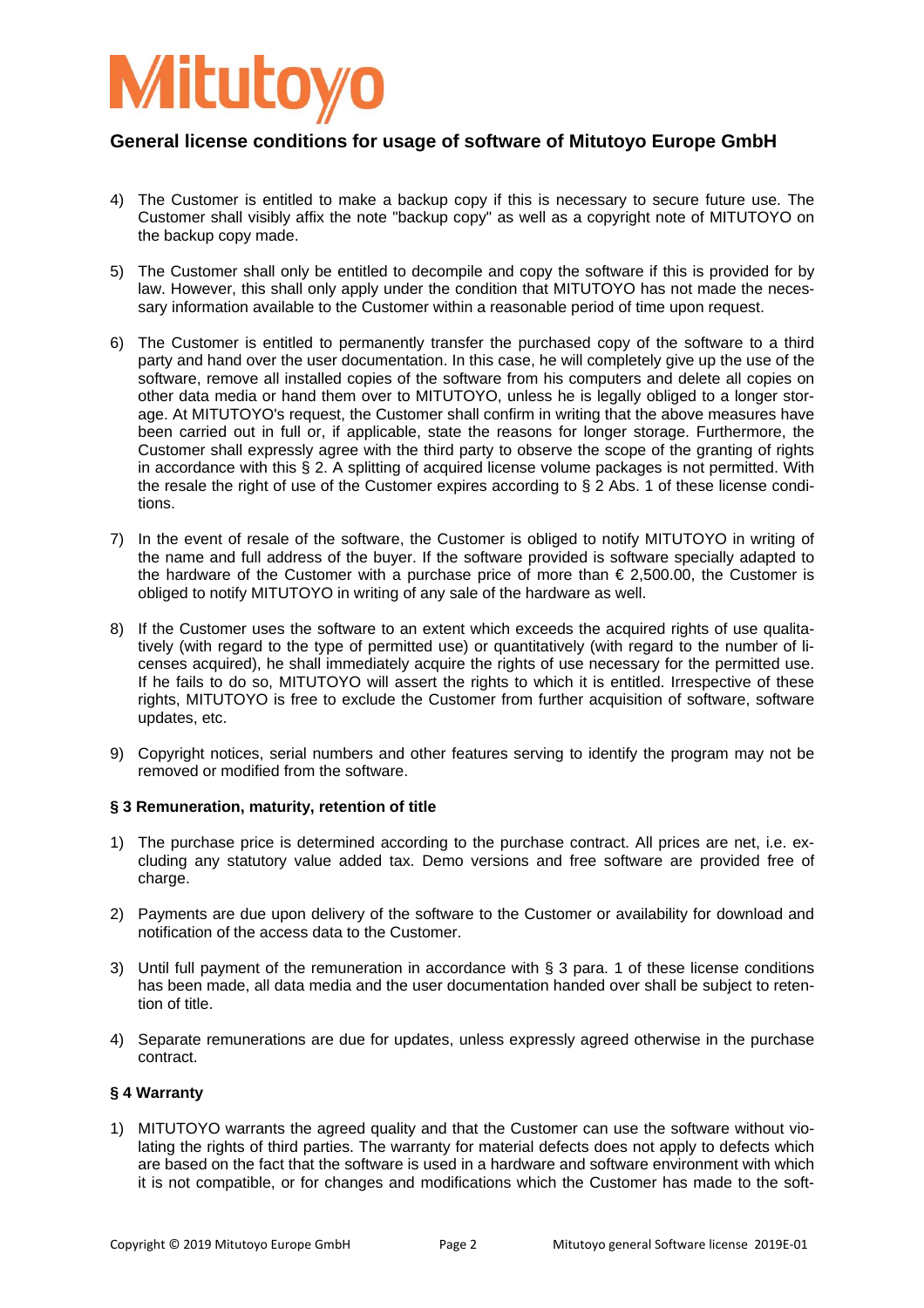4) The Customer is entitled to make a backup copy if this is necessary to secure future use. The Customer shall visibly affix the note "backup copy" as well as a copyright note of MITUTOYO on the backup copy made.

5) The Customer shall only be entitled to decompile and copy the software if this is provided for by law. However, this shall only apply under the condition that MITUTOYO has not made the necessary information available to the Customer within a reasonable period of time upon request.

6) The Customer is entitled to permanently transfer the purchased copy of the software to a third party and hand over the user documentation. In this case, he will completely give up the use of the software, remove all installed copies of the software from his computers and delete all copies on other data media or hand them over to MITUTOYO, unless he is legally obliged to a longer storage. At MITUTOYO's request, the Customer shall confirm in writing that the above measures have been carried out in full or, if applicable, state the reasons for longer storage. Furthermore, the Customer shall expressly agree with the third party to observe the scope of the granting of rights in accordance with this § 2. A splitting of acquired license volume packages is not permitted. With the resale the right of use of the Customer expires according to § 2 Abs. 1 of these license conditions.

7) In the event of resale of the software, the Customer is obliged to notify MITUTOYO in writing of the name and full address of the buyer. If the software provided is software specially adapted to the hardware of the Customer with a purchase price of more than € 2,500.00, the Customer is obliged to notify MITUTOYO in writing of any sale of the hardware as well.

8) If the Customer uses the software to an extent which exceeds the acquired rights of use qualitatively (with regard to the type of permitted use) or quantitatively (with regard to the number of licenses acquired), he shall immediately acquire the rights of use necessary for the permitted use. If he fails to do so, MITUTOYO will assert the rights to which it is entitled. Irrespective of these rights, MITUTOYO is free to exclude the Customer from further acquisition of software, software updates, etc.

9) Copyright notices, serial numbers and other features serving to identify the program may not be removed or modified from the software.

### § 3 Remuneration, maturity, retention of title

1) The purchase price is determined according to the purchase contract. All prices are net, i.e. excluding any statutory value added tax. Demo versions and free software are provided free of charge.

2) Payments are due upon delivery of the software to the Customer or availability for download and notification of the access data to the Customer.

3) Until full payment of the remuneration in accordance with § 3 para. 1 of these license conditions has been made, all data media and the user documentation handed over shall be subject to retention of title.

4) Separate remunerations are due for updates, unless expressly agreed otherwise in the purchase contract.

### § 4 Warranty

1) MITUTOYO warrants the agreed quality and that the Customer can use the software without violating the rights of third parties. The warranty for material defects does not apply to defects which are based on the fact that the software is used in a hardware and software environment with which it is not compatible, or for changes and modifications which the Customer has made to the soft-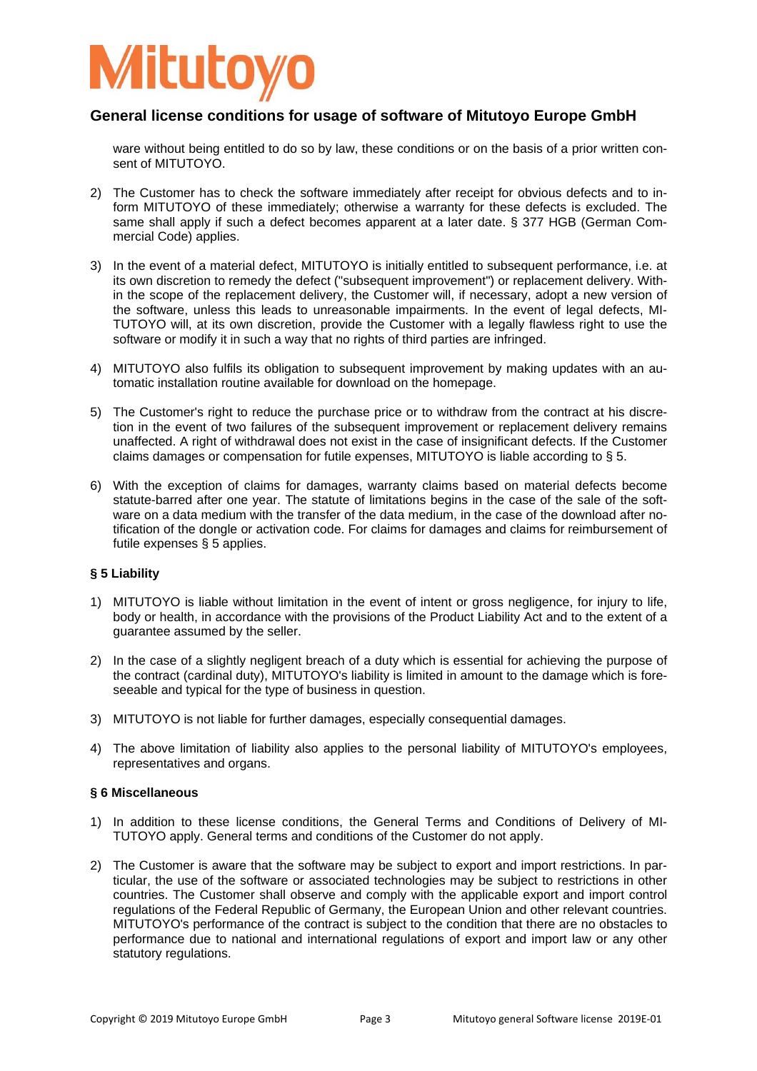ware without being entitled to do so by law, these conditions or on the basis of a prior written consent of MITUTOYO.

2) The Customer has to check the software immediately after receipt for obvious defects and to inform MITUTOYO of these immediately; otherwise a warranty for these defects is excluded. The same shall apply if such a defect becomes apparent at a later date. § 377 HGB (German Commercial Code) applies.

3) In the event of a material defect, MITUTOYO is initially entitled to subsequent performance, i.e. at its own discretion to remedy the defect ("subsequent improvement") or replacement delivery. Within the scope of the replacement delivery, the Customer will, if necessary, adopt a new version of the software, unless this leads to unreasonable impairments. In the event of legal defects, MITUTOYO will, at its own discretion, provide the Customer with a legally flawless right to use the software or modify it in such a way that no rights of third parties are infringed.

4) MITUTOYO also fulfils its obligation to subsequent improvement by making updates with an automatic installation routine available for download on the homepage.

5) The Customer's right to reduce the purchase price or to withdraw from the contract at his discretion in the event of two failures of the subsequent improvement or replacement delivery remains unaffected. A right of withdrawal does not exist in the case of insignificant defects. If the Customer claims damages or compensation for futile expenses, MITUTOYO is liable according to § 5.

6) With the exception of claims for damages, warranty claims based on material defects become statute-barred after one year. The statute of limitations begins in the case of the sale of the software on a data medium with the transfer of the data medium, in the case of the download after notification of the dongle or activation code. For claims for damages and claims for reimbursement of futile expenses § 5 applies.

### § 5 Liability

1) MITUTOYO is liable without limitation in the event of intent or gross negligence, for injury to life, body or health, in accordance with the provisions of the Product Liability Act and to the extent of a guarantee assumed by the seller.

2) In the case of a slightly negligent breach of a duty which is essential for achieving the purpose of the contract (cardinal duty), MITUTOYO's liability is limited in amount to the damage which is foreseeable and typical for the type of business in question.

3) MITUTOYO is not liable for further damages, especially consequential damages.

4) The above limitation of liability also applies to the personal liability of MITUTOYO's employees, representatives and organs.

### § 6 Miscellaneous

1) In addition to these license conditions, the General Terms and Conditions of Delivery of MITUTOYO apply. General terms and conditions of the Customer do not apply.

2) The Customer is aware that the software may be subject to export and import restrictions. In particular, the use of the software or associated technologies may be subject to restrictions in other countries. The Customer shall observe and comply with the applicable export and import control regulations of the Federal Republic of Germany, the European Union and other relevant countries. MITUTOYO's performance of the contract is subject to the condition that there are no obstacles to performance due to national and international regulations of export and import law or any other statutory regulations.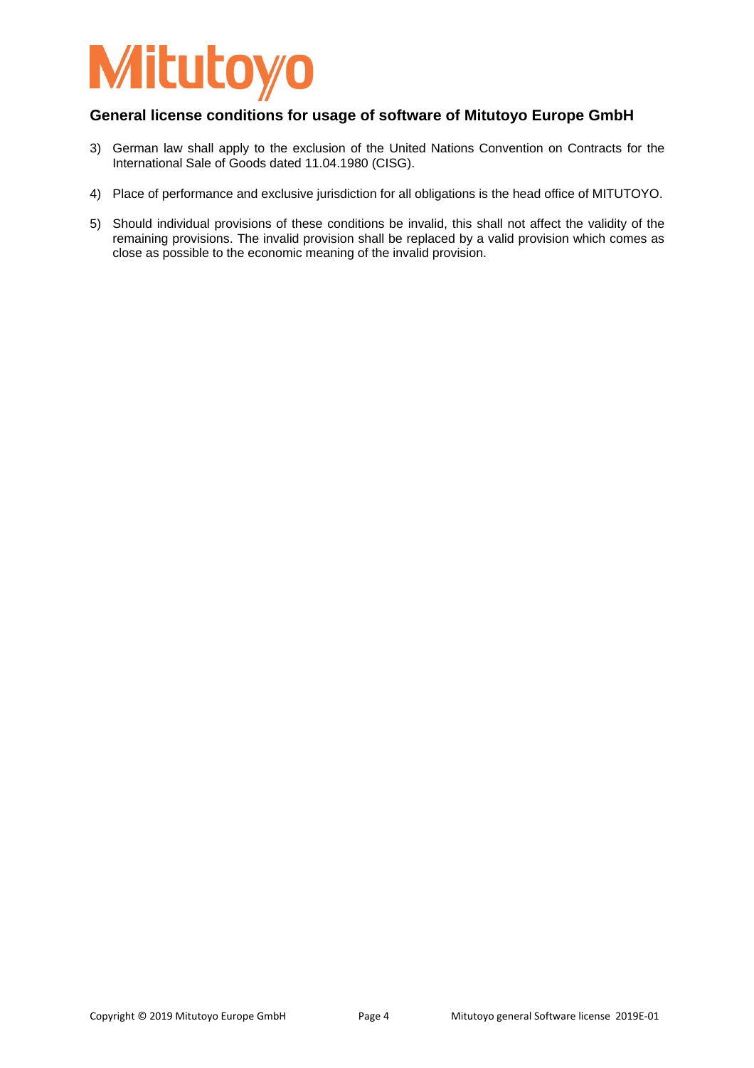## General license conditions for usage of software of Mitutoyo Europe GmbH

3) German law shall apply to the exclusion of the United Nations Convention on Contracts for the International Sale of Goods dated 11.04.1980 (CISG).

4) Place of performance and exclusive jurisdiction for all obligations is the head office of MITUTOYO.

5) Should individual provisions of these conditions be invalid, this shall not affect the validity of the remaining provisions. The invalid provision shall be replaced by a valid provision which comes as close as possible to the economic meaning of the invalid provision.